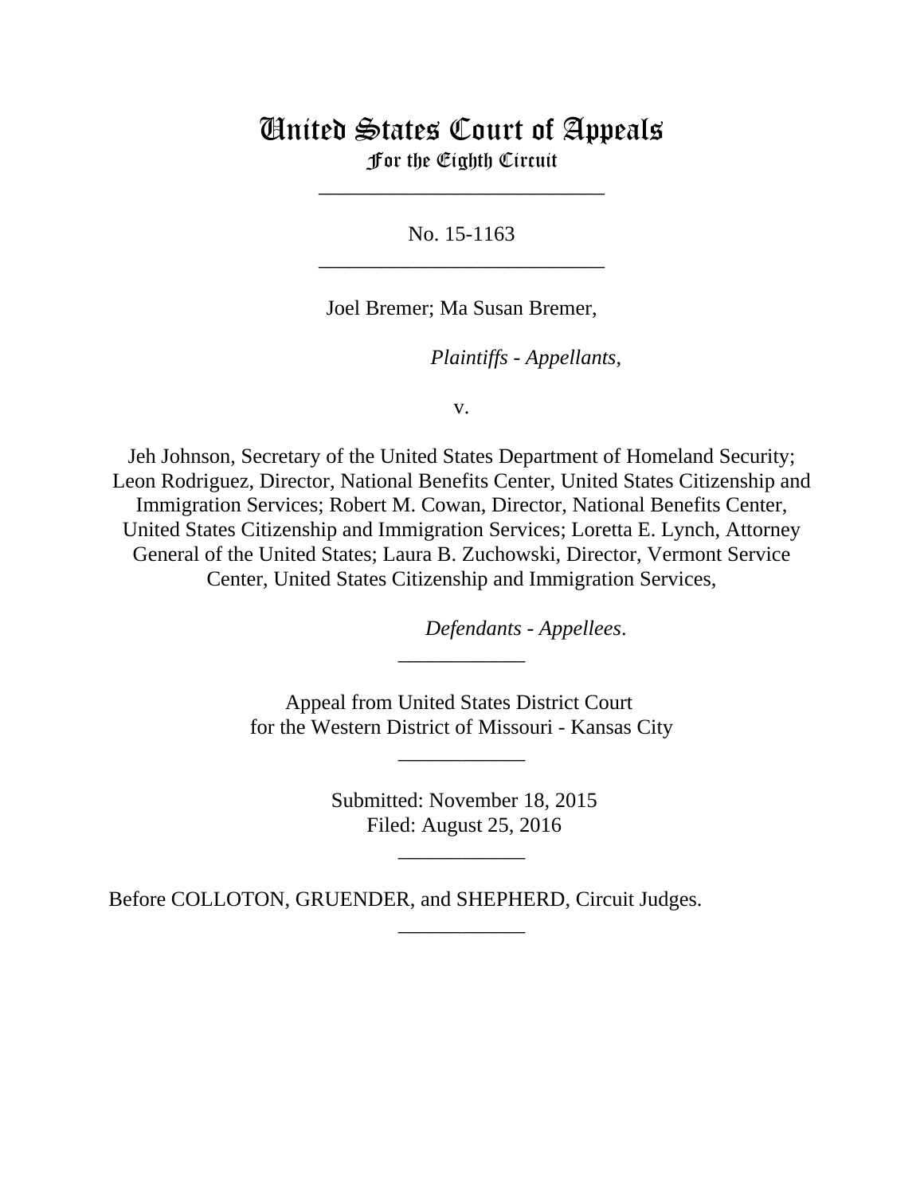# United States Court of Appeals
## For the Eighth Circuit

---

No. 15-1163

---

Joel Bremer; Ma Susan Bremer,

*Plaintiffs - Appellants*,

v.

Jeh Johnson, Secretary of the United States Department of Homeland Security; Leon Rodriguez, Director, National Benefits Center, United States Citizenship and Immigration Services; Robert M. Cowan, Director, National Benefits Center, United States Citizenship and Immigration Services; Loretta E. Lynch, Attorney General of the United States; Laura B. Zuchowski, Director, Vermont Service Center, United States Citizenship and Immigration Services,

*Defendants - Appellees*.

---

Appeal from United States District Court
for the Western District of Missouri - Kansas City

---

Submitted: November 18, 2015
Filed: August 25, 2016

---

Before COLLOTON, GRUENDER, and SHEPHERD, Circuit Judges.

---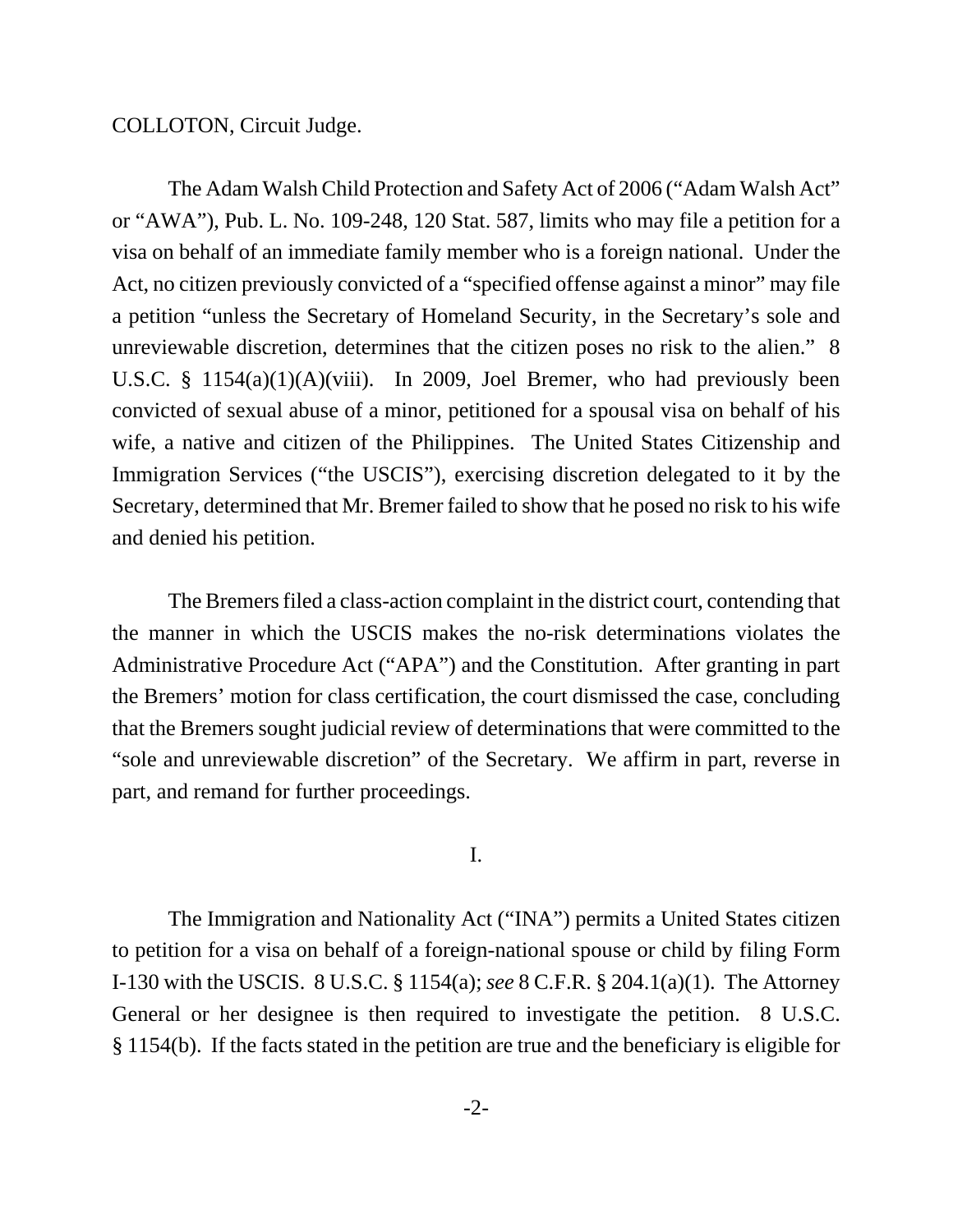COLLOTON, Circuit Judge.

The Adam Walsh Child Protection and Safety Act of 2006 ("Adam Walsh Act" or "AWA"), Pub. L. No. 109-248, 120 Stat. 587, limits who may file a petition for a visa on behalf of an immediate family member who is a foreign national. Under the Act, no citizen previously convicted of a "specified offense against a minor" may file a petition "unless the Secretary of Homeland Security, in the Secretary's sole and unreviewable discretion, determines that the citizen poses no risk to the alien." 8 U.S.C. § 1154(a)(1)(A)(viii). In 2009, Joel Bremer, who had previously been convicted of sexual abuse of a minor, petitioned for a spousal visa on behalf of his wife, a native and citizen of the Philippines. The United States Citizenship and Immigration Services ("the USCIS"), exercising discretion delegated to it by the Secretary, determined that Mr. Bremer failed to show that he posed no risk to his wife and denied his petition.

The Bremers filed a class-action complaint in the district court, contending that the manner in which the USCIS makes the no-risk determinations violates the Administrative Procedure Act ("APA") and the Constitution. After granting in part the Bremers' motion for class certification, the court dismissed the case, concluding that the Bremers sought judicial review of determinations that were committed to the "sole and unreviewable discretion" of the Secretary. We affirm in part, reverse in part, and remand for further proceedings.

## I.

The Immigration and Nationality Act ("INA") permits a United States citizen to petition for a visa on behalf of a foreign-national spouse or child by filing Form I-130 with the USCIS. 8 U.S.C. § 1154(a); *see* 8 C.F.R. § 204.1(a)(1). The Attorney General or her designee is then required to investigate the petition. 8 U.S.C. § 1154(b). If the facts stated in the petition are true and the beneficiary is eligible for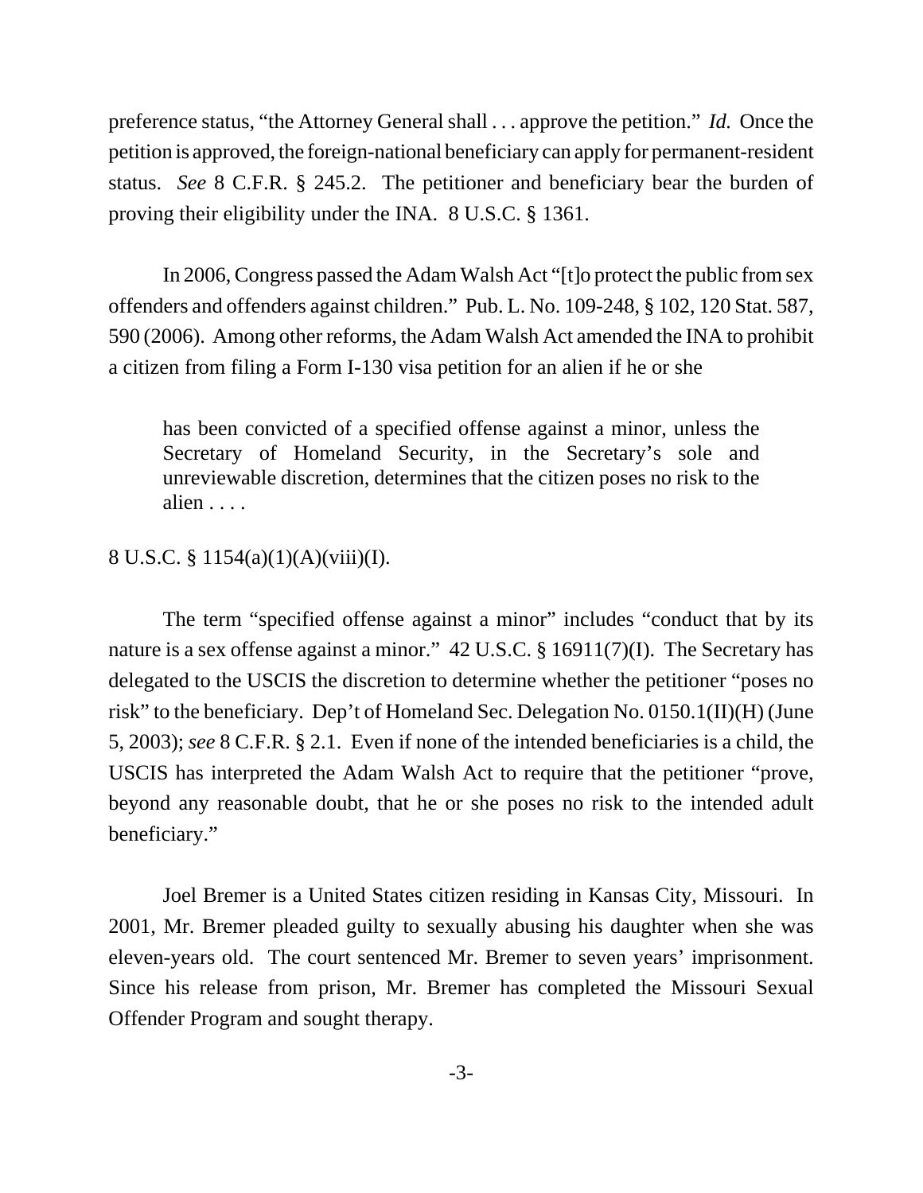preference status, "the Attorney General shall . . . approve the petition." *Id.* Once the petition is approved, the foreign-national beneficiary can apply for permanent-resident status. *See* 8 C.F.R. § 245.2. The petitioner and beneficiary bear the burden of proving their eligibility under the INA. 8 U.S.C. § 1361.

In 2006, Congress passed the Adam Walsh Act "[t]o protect the public from sex offenders and offenders against children." Pub. L. No. 109-248, § 102, 120 Stat. 587, 590 (2006). Among other reforms, the Adam Walsh Act amended the INA to prohibit a citizen from filing a Form I-130 visa petition for an alien if he or she

> has been convicted of a specified offense against a minor, unless the Secretary of Homeland Security, in the Secretary's sole and unreviewable discretion, determines that the citizen poses no risk to the alien . . . .

8 U.S.C. § 1154(a)(1)(A)(viii)(I).

The term "specified offense against a minor" includes "conduct that by its nature is a sex offense against a minor." 42 U.S.C. § 16911(7)(I). The Secretary has delegated to the USCIS the discretion to determine whether the petitioner "poses no risk" to the beneficiary. Dep't of Homeland Sec. Delegation No. 0150.1(II)(H) (June 5, 2003); *see* 8 C.F.R. § 2.1. Even if none of the intended beneficiaries is a child, the USCIS has interpreted the Adam Walsh Act to require that the petitioner "prove, beyond any reasonable doubt, that he or she poses no risk to the intended adult beneficiary."

Joel Bremer is a United States citizen residing in Kansas City, Missouri. In 2001, Mr. Bremer pleaded guilty to sexually abusing his daughter when she was eleven-years old. The court sentenced Mr. Bremer to seven years' imprisonment. Since his release from prison, Mr. Bremer has completed the Missouri Sexual Offender Program and sought therapy.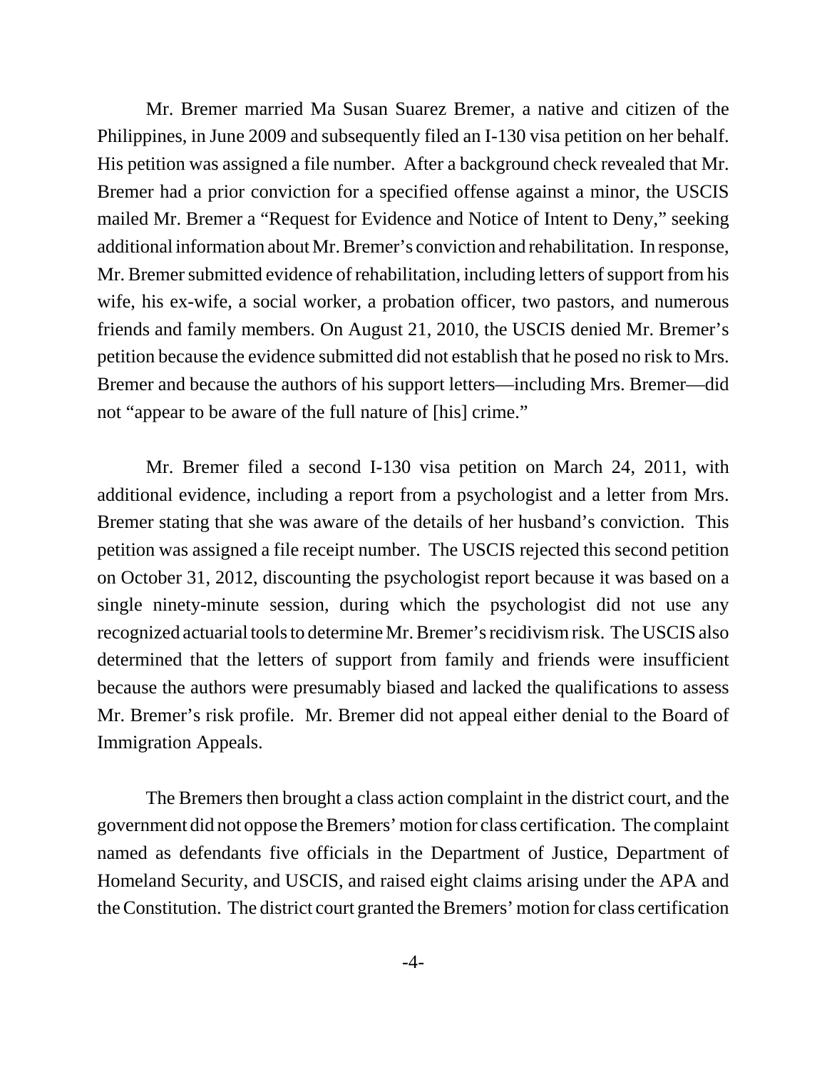Mr. Bremer married Ma Susan Suarez Bremer, a native and citizen of the Philippines, in June 2009 and subsequently filed an I-130 visa petition on her behalf. His petition was assigned a file number. After a background check revealed that Mr. Bremer had a prior conviction for a specified offense against a minor, the USCIS mailed Mr. Bremer a "Request for Evidence and Notice of Intent to Deny," seeking additional information about Mr. Bremer's conviction and rehabilitation. In response, Mr. Bremer submitted evidence of rehabilitation, including letters of support from his wife, his ex-wife, a social worker, a probation officer, two pastors, and numerous friends and family members. On August 21, 2010, the USCIS denied Mr. Bremer's petition because the evidence submitted did not establish that he posed no risk to Mrs. Bremer and because the authors of his support letters—including Mrs. Bremer—did not "appear to be aware of the full nature of [his] crime."

Mr. Bremer filed a second I-130 visa petition on March 24, 2011, with additional evidence, including a report from a psychologist and a letter from Mrs. Bremer stating that she was aware of the details of her husband's conviction. This petition was assigned a file receipt number. The USCIS rejected this second petition on October 31, 2012, discounting the psychologist report because it was based on a single ninety-minute session, during which the psychologist did not use any recognized actuarial tools to determine Mr. Bremer's recidivism risk. The USCIS also determined that the letters of support from family and friends were insufficient because the authors were presumably biased and lacked the qualifications to assess Mr. Bremer's risk profile. Mr. Bremer did not appeal either denial to the Board of Immigration Appeals.

The Bremers then brought a class action complaint in the district court, and the government did not oppose the Bremers' motion for class certification. The complaint named as defendants five officials in the Department of Justice, Department of Homeland Security, and USCIS, and raised eight claims arising under the APA and the Constitution. The district court granted the Bremers' motion for class certification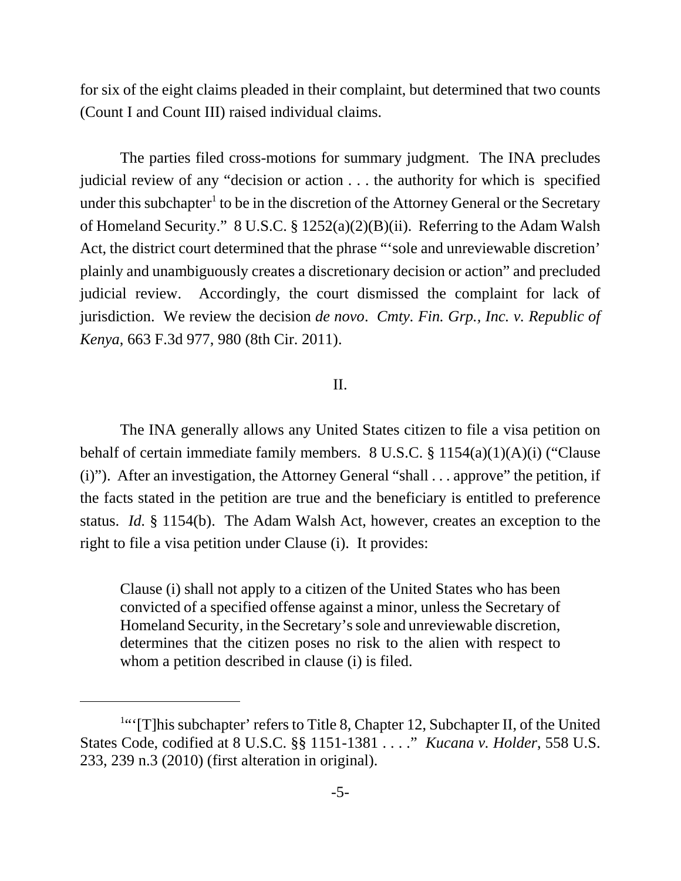for six of the eight claims pleaded in their complaint, but determined that two counts (Count I and Count III) raised individual claims.

The parties filed cross-motions for summary judgment. The INA precludes judicial review of any "decision or action . . . the authority for which is specified under this subchapter[1] to be in the discretion of the Attorney General or the Secretary of Homeland Security." 8 U.S.C. § 1252(a)(2)(B)(ii). Referring to the Adam Walsh Act, the district court determined that the phrase "'sole and unreviewable discretion' plainly and unambiguously creates a discretionary decision or action" and precluded judicial review. Accordingly, the court dismissed the complaint for lack of jurisdiction. We review the decision *de novo*. *Cmty. Fin. Grp., Inc. v. Republic of Kenya*, 663 F.3d 977, 980 (8th Cir. 2011).

## II.

The INA generally allows any United States citizen to file a visa petition on behalf of certain immediate family members. 8 U.S.C. § 1154(a)(1)(A)(i) ("Clause (i)"). After an investigation, the Attorney General "shall . . . approve" the petition, if the facts stated in the petition are true and the beneficiary is entitled to preference status. *Id.* § 1154(b). The Adam Walsh Act, however, creates an exception to the right to file a visa petition under Clause (i). It provides:

> Clause (i) shall not apply to a citizen of the United States who has been convicted of a specified offense against a minor, unless the Secretary of Homeland Security, in the Secretary's sole and unreviewable discretion, determines that the citizen poses no risk to the alien with respect to whom a petition described in clause (i) is filed.

---

[1] "'[T]his subchapter' refers to Title 8, Chapter 12, Subchapter II, of the United States Code, codified at 8 U.S.C. §§ 1151-1381 . . . ." *Kucana v. Holder*, 558 U.S. 233, 239 n.3 (2010) (first alteration in original).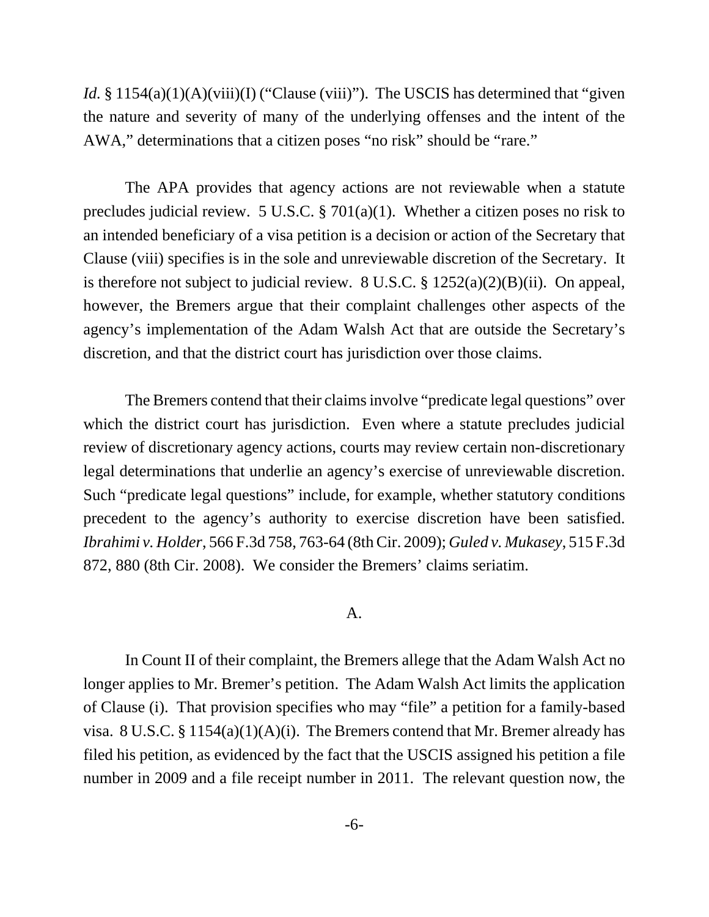*Id.* § 1154(a)(1)(A)(viii)(I) ("Clause (viii)"). The USCIS has determined that "given the nature and severity of many of the underlying offenses and the intent of the AWA," determinations that a citizen poses "no risk" should be "rare."

The APA provides that agency actions are not reviewable when a statute precludes judicial review. 5 U.S.C. § 701(a)(1). Whether a citizen poses no risk to an intended beneficiary of a visa petition is a decision or action of the Secretary that Clause (viii) specifies is in the sole and unreviewable discretion of the Secretary. It is therefore not subject to judicial review. 8 U.S.C. § 1252(a)(2)(B)(ii). On appeal, however, the Bremers argue that their complaint challenges other aspects of the agency's implementation of the Adam Walsh Act that are outside the Secretary's discretion, and that the district court has jurisdiction over those claims.

The Bremers contend that their claims involve "predicate legal questions" over which the district court has jurisdiction. Even where a statute precludes judicial review of discretionary agency actions, courts may review certain non-discretionary legal determinations that underlie an agency's exercise of unreviewable discretion. Such "predicate legal questions" include, for example, whether statutory conditions precedent to the agency's authority to exercise discretion have been satisfied. *Ibrahimi v. Holder*, 566 F.3d 758, 763-64 (8th Cir. 2009); *Guled v. Mukasey*, 515 F.3d 872, 880 (8th Cir. 2008). We consider the Bremers' claims seriatim.

A.

In Count II of their complaint, the Bremers allege that the Adam Walsh Act no longer applies to Mr. Bremer's petition. The Adam Walsh Act limits the application of Clause (i). That provision specifies who may "file" a petition for a family-based visa. 8 U.S.C. § 1154(a)(1)(A)(i). The Bremers contend that Mr. Bremer already has filed his petition, as evidenced by the fact that the USCIS assigned his petition a file number in 2009 and a file receipt number in 2011. The relevant question now, the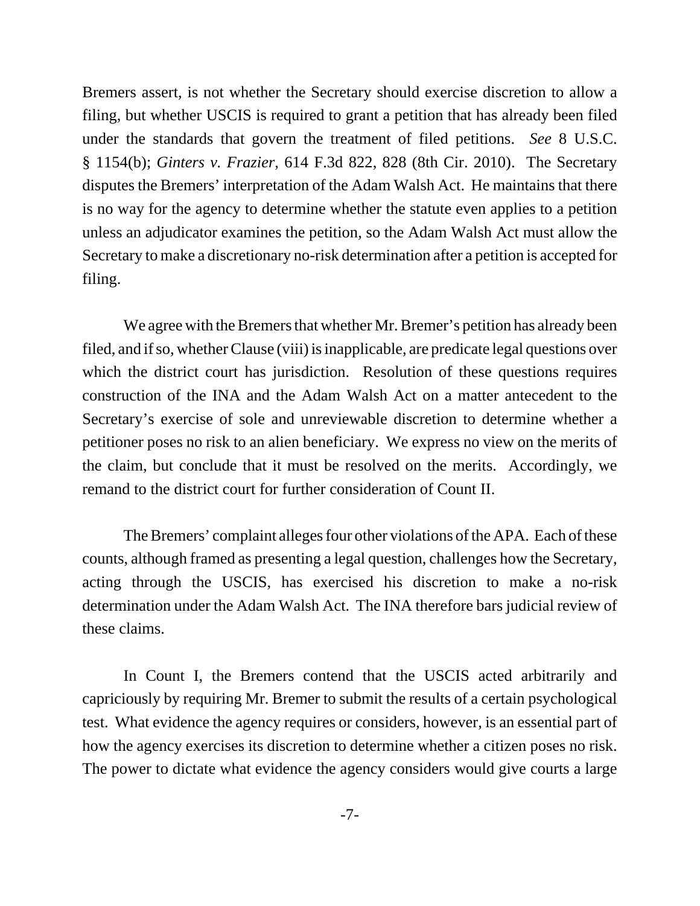Bremers assert, is not whether the Secretary should exercise discretion to allow a filing, but whether USCIS is required to grant a petition that has already been filed under the standards that govern the treatment of filed petitions. *See* 8 U.S.C. § 1154(b); *Ginters v. Frazier*, 614 F.3d 822, 828 (8th Cir. 2010). The Secretary disputes the Bremers' interpretation of the Adam Walsh Act. He maintains that there is no way for the agency to determine whether the statute even applies to a petition unless an adjudicator examines the petition, so the Adam Walsh Act must allow the Secretary to make a discretionary no-risk determination after a petition is accepted for filing.

We agree with the Bremers that whether Mr. Bremer's petition has already been filed, and if so, whether Clause (viii) is inapplicable, are predicate legal questions over which the district court has jurisdiction. Resolution of these questions requires construction of the INA and the Adam Walsh Act on a matter antecedent to the Secretary's exercise of sole and unreviewable discretion to determine whether a petitioner poses no risk to an alien beneficiary. We express no view on the merits of the claim, but conclude that it must be resolved on the merits. Accordingly, we remand to the district court for further consideration of Count II.

The Bremers' complaint alleges four other violations of the APA. Each of these counts, although framed as presenting a legal question, challenges how the Secretary, acting through the USCIS, has exercised his discretion to make a no-risk determination under the Adam Walsh Act. The INA therefore bars judicial review of these claims.

In Count I, the Bremers contend that the USCIS acted arbitrarily and capriciously by requiring Mr. Bremer to submit the results of a certain psychological test. What evidence the agency requires or considers, however, is an essential part of how the agency exercises its discretion to determine whether a citizen poses no risk. The power to dictate what evidence the agency considers would give courts a large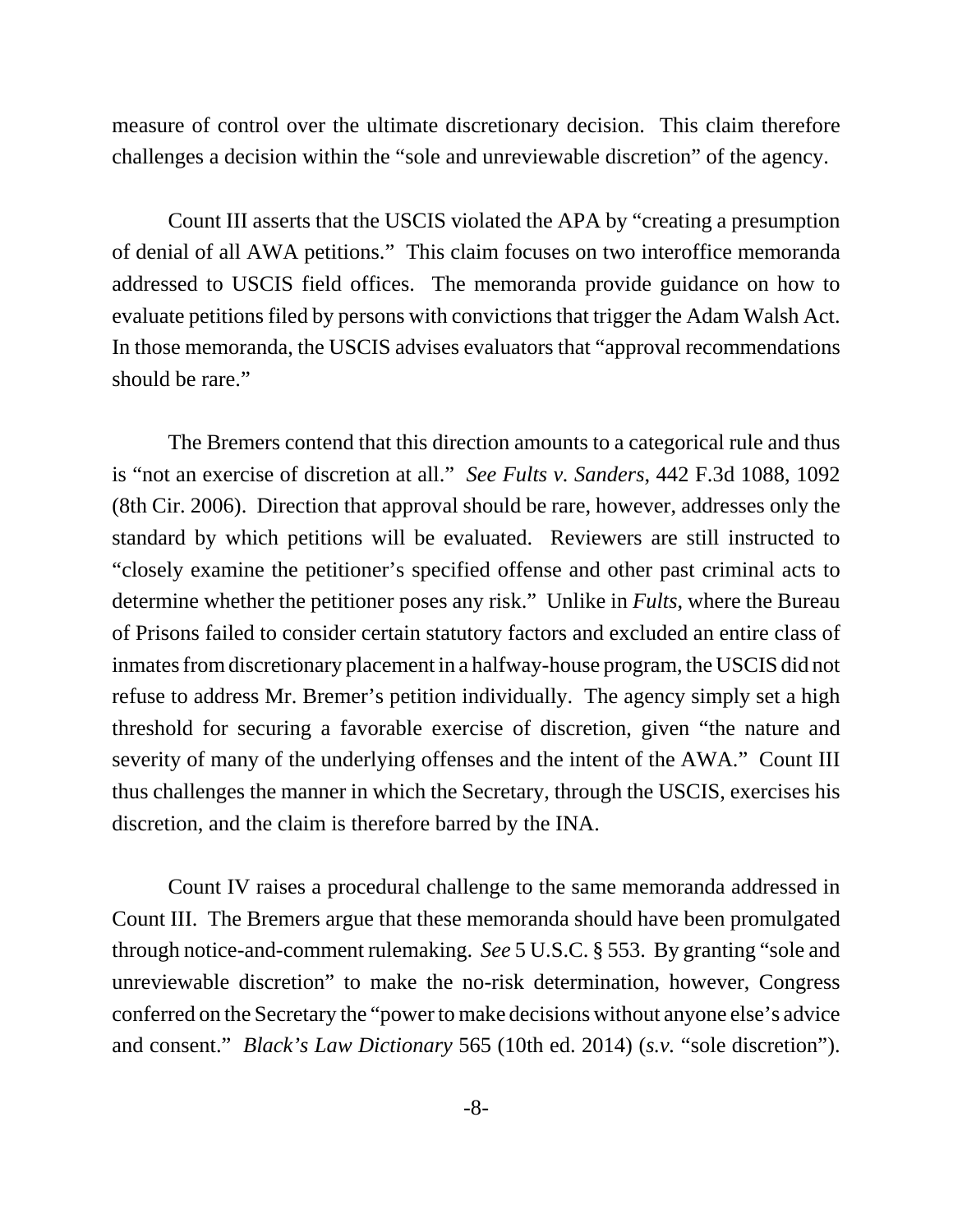measure of control over the ultimate discretionary decision. This claim therefore challenges a decision within the "sole and unreviewable discretion" of the agency.

Count III asserts that the USCIS violated the APA by "creating a presumption of denial of all AWA petitions." This claim focuses on two interoffice memoranda addressed to USCIS field offices. The memoranda provide guidance on how to evaluate petitions filed by persons with convictions that trigger the Adam Walsh Act. In those memoranda, the USCIS advises evaluators that "approval recommendations should be rare."

The Bremers contend that this direction amounts to a categorical rule and thus is "not an exercise of discretion at all." *See Fults v. Sanders*, 442 F.3d 1088, 1092 (8th Cir. 2006). Direction that approval should be rare, however, addresses only the standard by which petitions will be evaluated. Reviewers are still instructed to "closely examine the petitioner's specified offense and other past criminal acts to determine whether the petitioner poses any risk." Unlike in *Fults*, where the Bureau of Prisons failed to consider certain statutory factors and excluded an entire class of inmates from discretionary placement in a halfway-house program, the USCIS did not refuse to address Mr. Bremer's petition individually. The agency simply set a high threshold for securing a favorable exercise of discretion, given "the nature and severity of many of the underlying offenses and the intent of the AWA." Count III thus challenges the manner in which the Secretary, through the USCIS, exercises his discretion, and the claim is therefore barred by the INA.

Count IV raises a procedural challenge to the same memoranda addressed in Count III. The Bremers argue that these memoranda should have been promulgated through notice-and-comment rulemaking. *See* 5 U.S.C. § 553. By granting "sole and unreviewable discretion" to make the no-risk determination, however, Congress conferred on the Secretary the "power to make decisions without anyone else's advice and consent." *Black's Law Dictionary* 565 (10th ed. 2014) (*s.v.* "sole discretion").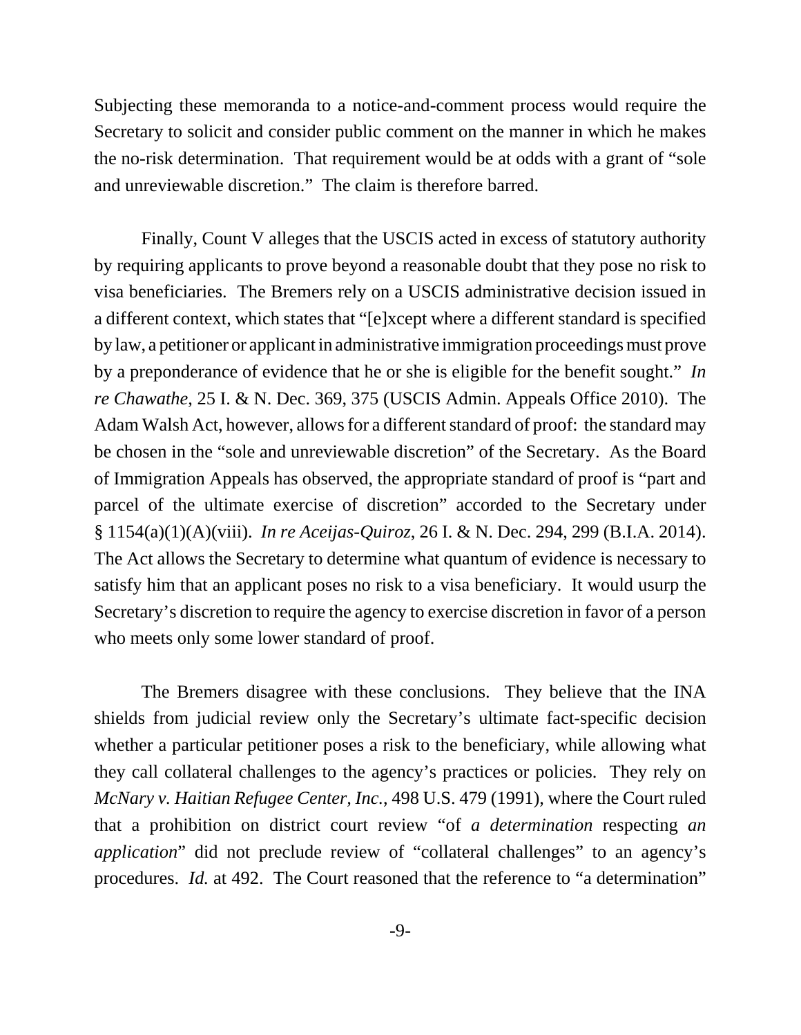Subjecting these memoranda to a notice-and-comment process would require the Secretary to solicit and consider public comment on the manner in which he makes the no-risk determination. That requirement would be at odds with a grant of "sole and unreviewable discretion." The claim is therefore barred.

Finally, Count V alleges that the USCIS acted in excess of statutory authority by requiring applicants to prove beyond a reasonable doubt that they pose no risk to visa beneficiaries. The Bremers rely on a USCIS administrative decision issued in a different context, which states that "[e]xcept where a different standard is specified by law, a petitioner or applicant in administrative immigration proceedings must prove by a preponderance of evidence that he or she is eligible for the benefit sought." *In re Chawathe*, 25 I. & N. Dec. 369, 375 (USCIS Admin. Appeals Office 2010). The Adam Walsh Act, however, allows for a different standard of proof: the standard may be chosen in the "sole and unreviewable discretion" of the Secretary. As the Board of Immigration Appeals has observed, the appropriate standard of proof is "part and parcel of the ultimate exercise of discretion" accorded to the Secretary under § 1154(a)(1)(A)(viii). *In re Aceijas-Quiroz*, 26 I. & N. Dec. 294, 299 (B.I.A. 2014). The Act allows the Secretary to determine what quantum of evidence is necessary to satisfy him that an applicant poses no risk to a visa beneficiary. It would usurp the Secretary's discretion to require the agency to exercise discretion in favor of a person who meets only some lower standard of proof.

The Bremers disagree with these conclusions. They believe that the INA shields from judicial review only the Secretary's ultimate fact-specific decision whether a particular petitioner poses a risk to the beneficiary, while allowing what they call collateral challenges to the agency's practices or policies. They rely on *McNary v. Haitian Refugee Center, Inc.*, 498 U.S. 479 (1991), where the Court ruled that a prohibition on district court review "of *a determination* respecting *an application*" did not preclude review of "collateral challenges" to an agency's procedures. *Id.* at 492. The Court reasoned that the reference to "a determination"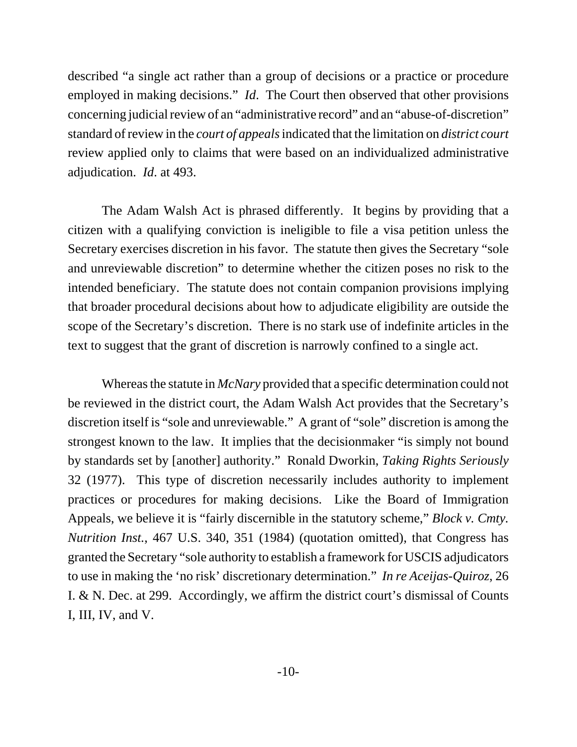described "a single act rather than a group of decisions or a practice or procedure employed in making decisions." *Id*. The Court then observed that other provisions concerning judicial review of an "administrative record" and an "abuse-of-discretion" standard of review in the *court of appeals* indicated that the limitation on *district court* review applied only to claims that were based on an individualized administrative adjudication. *Id*. at 493.

The Adam Walsh Act is phrased differently. It begins by providing that a citizen with a qualifying conviction is ineligible to file a visa petition unless the Secretary exercises discretion in his favor. The statute then gives the Secretary "sole and unreviewable discretion" to determine whether the citizen poses no risk to the intended beneficiary. The statute does not contain companion provisions implying that broader procedural decisions about how to adjudicate eligibility are outside the scope of the Secretary's discretion. There is no stark use of indefinite articles in the text to suggest that the grant of discretion is narrowly confined to a single act.

Whereas the statute in *McNary* provided that a specific determination could not be reviewed in the district court, the Adam Walsh Act provides that the Secretary's discretion itself is "sole and unreviewable." A grant of "sole" discretion is among the strongest known to the law. It implies that the decisionmaker "is simply not bound by standards set by [another] authority." Ronald Dworkin, *Taking Rights Seriously* 32 (1977). This type of discretion necessarily includes authority to implement practices or procedures for making decisions. Like the Board of Immigration Appeals, we believe it is "fairly discernible in the statutory scheme," *Block v. Cmty. Nutrition Inst.*, 467 U.S. 340, 351 (1984) (quotation omitted), that Congress has granted the Secretary "sole authority to establish a framework for USCIS adjudicators to use in making the 'no risk' discretionary determination." *In re Aceijas-Quiroz*, 26 I. & N. Dec. at 299. Accordingly, we affirm the district court's dismissal of Counts I, III, IV, and V.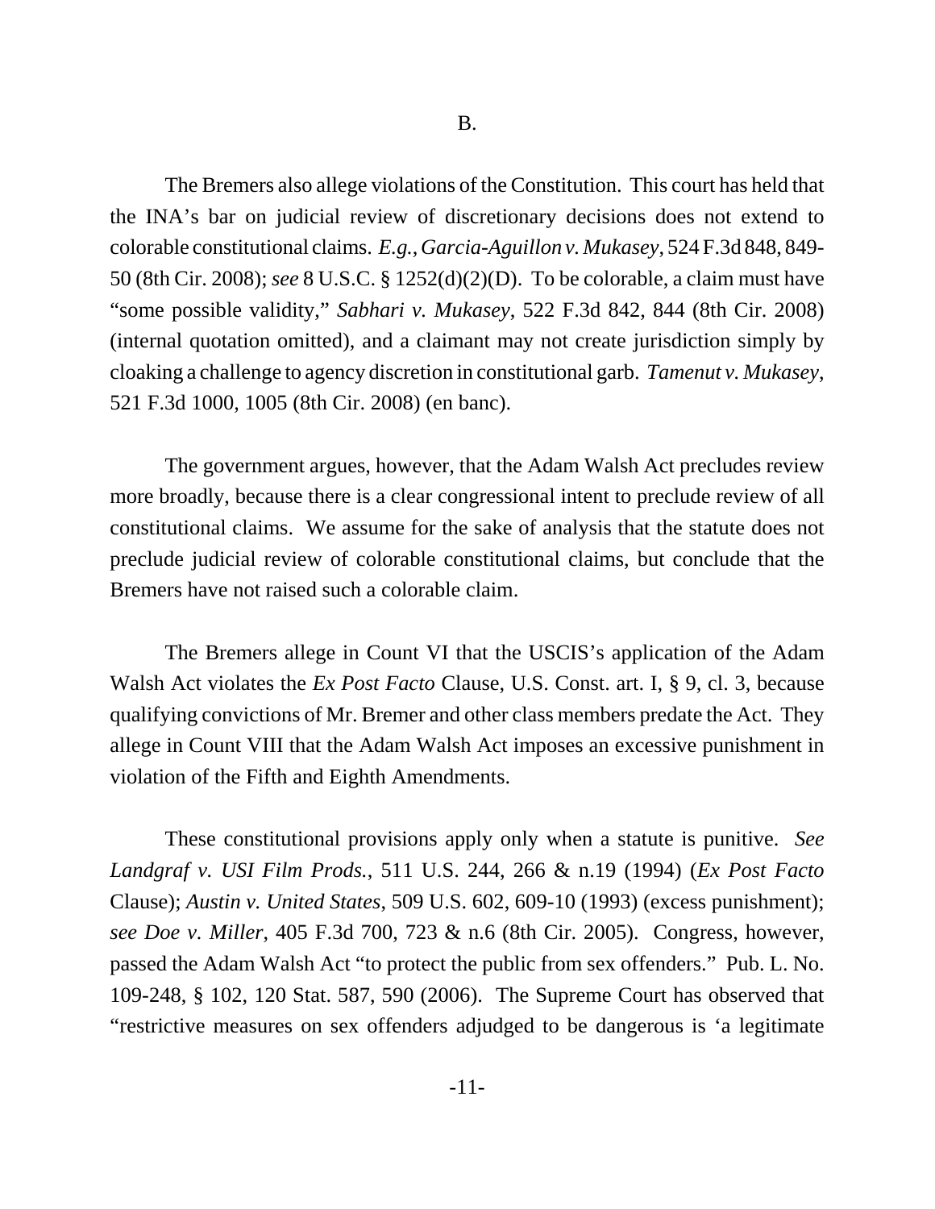B.

The Bremers also allege violations of the Constitution. This court has held that the INA's bar on judicial review of discretionary decisions does not extend to colorable constitutional claims. *E.g.*, *Garcia-Aguillon v. Mukasey*, 524 F.3d 848, 849-50 (8th Cir. 2008); *see* 8 U.S.C. § 1252(d)(2)(D). To be colorable, a claim must have "some possible validity," *Sabhari v. Mukasey*, 522 F.3d 842, 844 (8th Cir. 2008) (internal quotation omitted), and a claimant may not create jurisdiction simply by cloaking a challenge to agency discretion in constitutional garb. *Tamenut v. Mukasey*, 521 F.3d 1000, 1005 (8th Cir. 2008) (en banc).

The government argues, however, that the Adam Walsh Act precludes review more broadly, because there is a clear congressional intent to preclude review of all constitutional claims. We assume for the sake of analysis that the statute does not preclude judicial review of colorable constitutional claims, but conclude that the Bremers have not raised such a colorable claim.

The Bremers allege in Count VI that the USCIS's application of the Adam Walsh Act violates the *Ex Post Facto* Clause, U.S. Const. art. I, § 9, cl. 3, because qualifying convictions of Mr. Bremer and other class members predate the Act. They allege in Count VIII that the Adam Walsh Act imposes an excessive punishment in violation of the Fifth and Eighth Amendments.

These constitutional provisions apply only when a statute is punitive. *See Landgraf v. USI Film Prods.*, 511 U.S. 244, 266 & n.19 (1994) (*Ex Post Facto* Clause); *Austin v. United States*, 509 U.S. 602, 609-10 (1993) (excess punishment); *see Doe v. Miller*, 405 F.3d 700, 723 & n.6 (8th Cir. 2005). Congress, however, passed the Adam Walsh Act "to protect the public from sex offenders." Pub. L. No. 109-248, § 102, 120 Stat. 587, 590 (2006). The Supreme Court has observed that "restrictive measures on sex offenders adjudged to be dangerous is 'a legitimate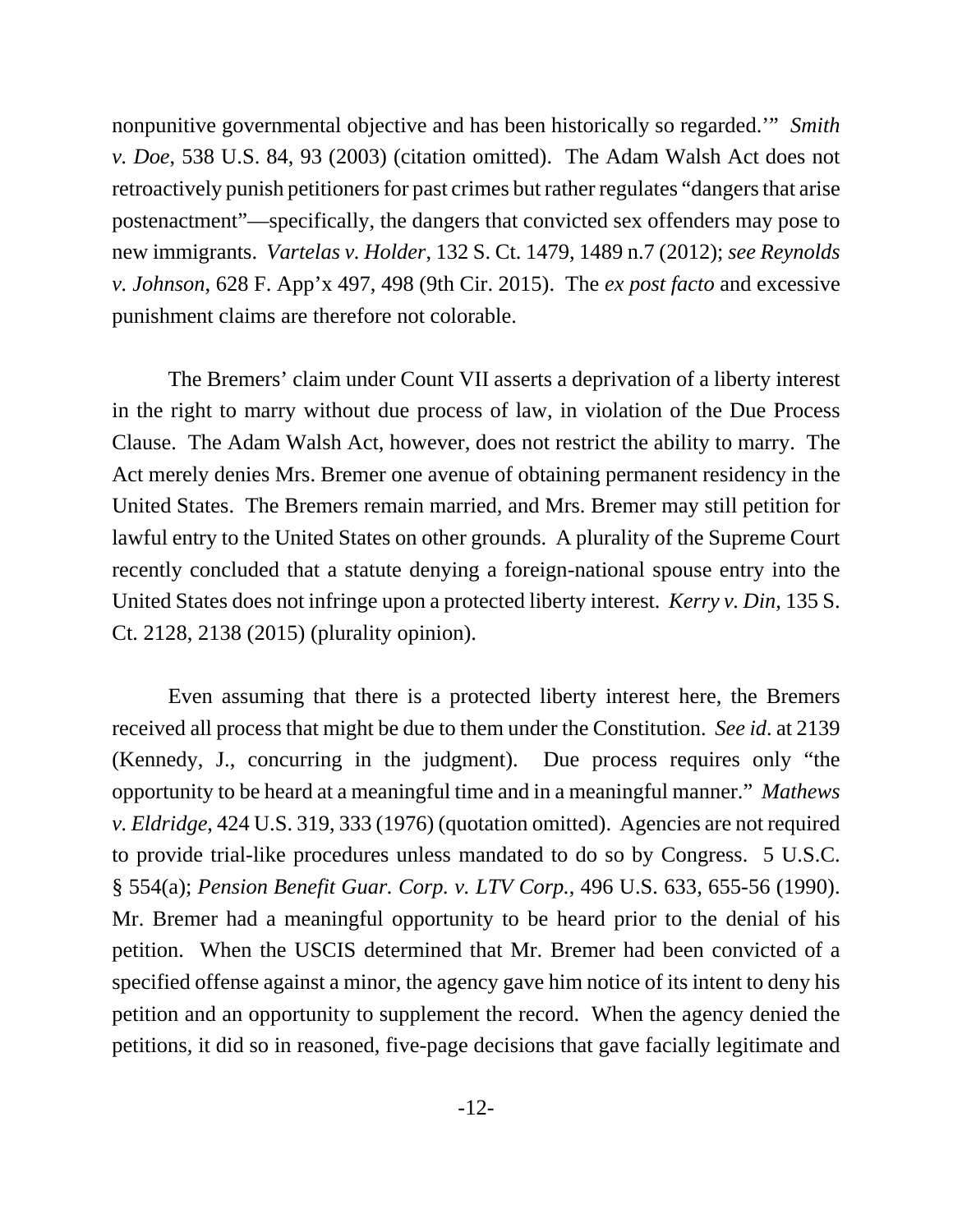nonpunitive governmental objective and has been historically so regarded.'" *Smith v. Doe*, 538 U.S. 84, 93 (2003) (citation omitted). The Adam Walsh Act does not retroactively punish petitioners for past crimes but rather regulates "dangers that arise postenactment"—specifically, the dangers that convicted sex offenders may pose to new immigrants. *Vartelas v. Holder*, 132 S. Ct. 1479, 1489 n.7 (2012); *see Reynolds v. Johnson*, 628 F. App'x 497, 498 (9th Cir. 2015). The *ex post facto* and excessive punishment claims are therefore not colorable.

The Bremers' claim under Count VII asserts a deprivation of a liberty interest in the right to marry without due process of law, in violation of the Due Process Clause. The Adam Walsh Act, however, does not restrict the ability to marry. The Act merely denies Mrs. Bremer one avenue of obtaining permanent residency in the United States. The Bremers remain married, and Mrs. Bremer may still petition for lawful entry to the United States on other grounds. A plurality of the Supreme Court recently concluded that a statute denying a foreign-national spouse entry into the United States does not infringe upon a protected liberty interest. *Kerry v. Din*, 135 S. Ct. 2128, 2138 (2015) (plurality opinion).

Even assuming that there is a protected liberty interest here, the Bremers received all process that might be due to them under the Constitution. *See id.* at 2139 (Kennedy, J., concurring in the judgment). Due process requires only "the opportunity to be heard at a meaningful time and in a meaningful manner." *Mathews v. Eldridge*, 424 U.S. 319, 333 (1976) (quotation omitted). Agencies are not required to provide trial-like procedures unless mandated to do so by Congress. 5 U.S.C. § 554(a); *Pension Benefit Guar. Corp. v. LTV Corp.*, 496 U.S. 633, 655-56 (1990). Mr. Bremer had a meaningful opportunity to be heard prior to the denial of his petition. When the USCIS determined that Mr. Bremer had been convicted of a specified offense against a minor, the agency gave him notice of its intent to deny his petition and an opportunity to supplement the record. When the agency denied the petitions, it did so in reasoned, five-page decisions that gave facially legitimate and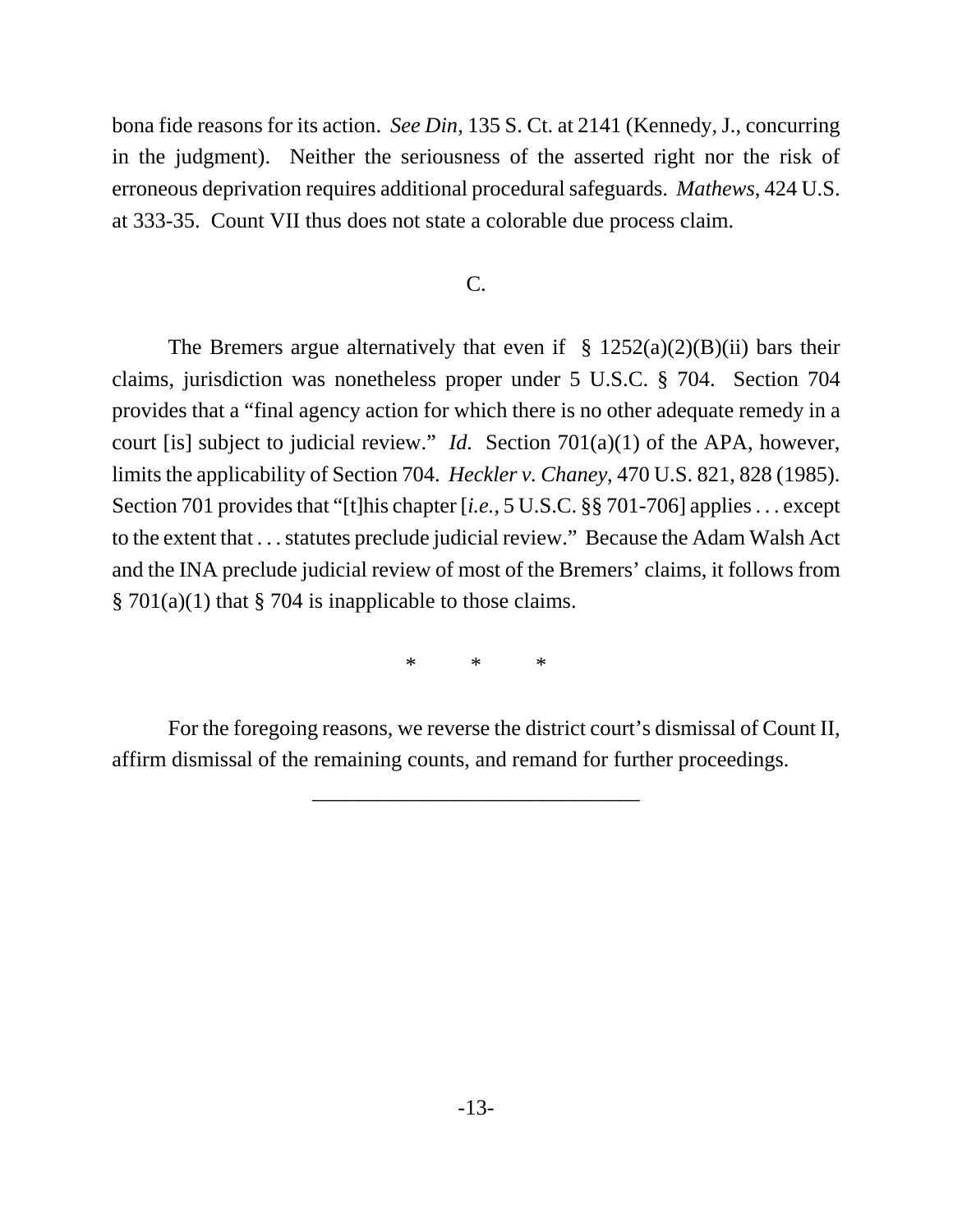bona fide reasons for its action. *See Din*, 135 S. Ct. at 2141 (Kennedy, J., concurring in the judgment). Neither the seriousness of the asserted right nor the risk of erroneous deprivation requires additional procedural safeguards. *Mathews*, 424 U.S. at 333-35. Count VII thus does not state a colorable due process claim.

C.

The Bremers argue alternatively that even if § 1252(a)(2)(B)(ii) bars their claims, jurisdiction was nonetheless proper under 5 U.S.C. § 704. Section 704 provides that a "final agency action for which there is no other adequate remedy in a court [is] subject to judicial review." *Id.* Section 701(a)(1) of the APA, however, limits the applicability of Section 704. *Heckler v. Chaney*, 470 U.S. 821, 828 (1985). Section 701 provides that "[t]his chapter [*i.e.*, 5 U.S.C. §§ 701-706] applies . . . except to the extent that . . . statutes preclude judicial review." Because the Adam Walsh Act and the INA preclude judicial review of most of the Bremers' claims, it follows from § 701(a)(1) that § 704 is inapplicable to those claims.

\* \* \*

For the foregoing reasons, we reverse the district court's dismissal of Count II, affirm dismissal of the remaining counts, and remand for further proceedings.

______________________________